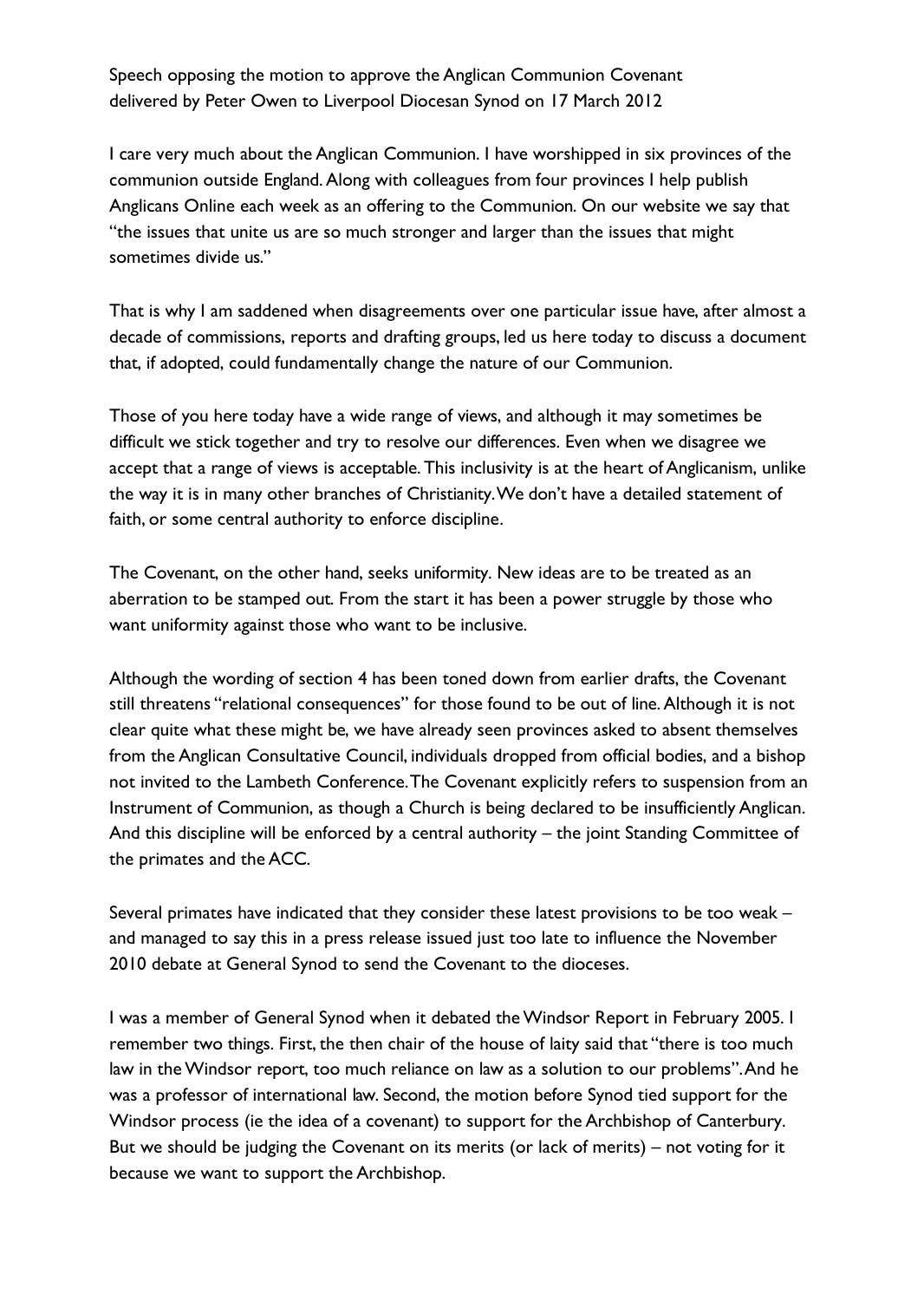Speech opposing the motion to approve the Anglican Communion Covenant
delivered by Peter Owen to Liverpool Diocesan Synod on 17 March 2012

I care very much about the Anglican Communion. I have worshipped in six provinces of the communion outside England. Along with colleagues from four provinces I help publish Anglicans Online each week as an offering to the Communion. On our website we say that "the issues that unite us are so much stronger and larger than the issues that might sometimes divide us."

That is why I am saddened when disagreements over one particular issue have, after almost a decade of commissions, reports and drafting groups, led us here today to discuss a document that, if adopted, could fundamentally change the nature of our Communion.

Those of you here today have a wide range of views, and although it may sometimes be difficult we stick together and try to resolve our differences. Even when we disagree we accept that a range of views is acceptable. This inclusivity is at the heart of Anglicanism, unlike the way it is in many other branches of Christianity. We don't have a detailed statement of faith, or some central authority to enforce discipline.

The Covenant, on the other hand, seeks uniformity. New ideas are to be treated as an aberration to be stamped out. From the start it has been a power struggle by those who want uniformity against those who want to be inclusive.

Although the wording of section 4 has been toned down from earlier drafts, the Covenant still threatens "relational consequences" for those found to be out of line. Although it is not clear quite what these might be, we have already seen provinces asked to absent themselves from the Anglican Consultative Council, individuals dropped from official bodies, and a bishop not invited to the Lambeth Conference. The Covenant explicitly refers to suspension from an Instrument of Communion, as though a Church is being declared to be insufficiently Anglican. And this discipline will be enforced by a central authority – the joint Standing Committee of the primates and the ACC.

Several primates have indicated that they consider these latest provisions to be too weak – and managed to say this in a press release issued just too late to influence the November 2010 debate at General Synod to send the Covenant to the dioceses.

I was a member of General Synod when it debated the Windsor Report in February 2005. I remember two things. First, the then chair of the house of laity said that "there is too much law in the Windsor report, too much reliance on law as a solution to our problems". And he was a professor of international law. Second, the motion before Synod tied support for the Windsor process (ie the idea of a covenant) to support for the Archbishop of Canterbury. But we should be judging the Covenant on its merits (or lack of merits) – not voting for it because we want to support the Archbishop.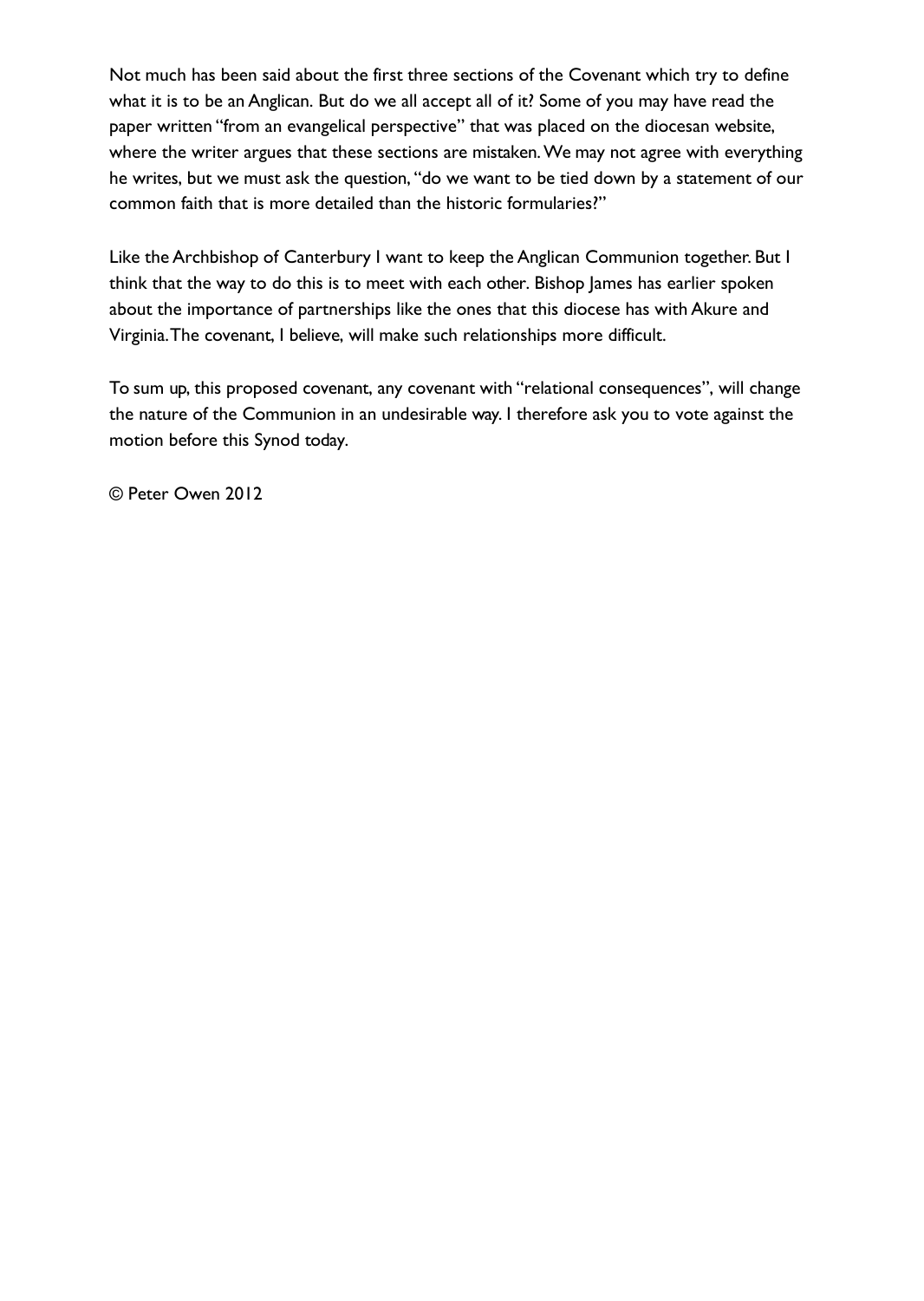Not much has been said about the first three sections of the Covenant which try to define what it is to be an Anglican. But do we all accept all of it? Some of you may have read the paper written "from an evangelical perspective" that was placed on the diocesan website, where the writer argues that these sections are mistaken. We may not agree with everything he writes, but we must ask the question, "do we want to be tied down by a statement of our common faith that is more detailed than the historic formularies?"

Like the Archbishop of Canterbury I want to keep the Anglican Communion together. But I think that the way to do this is to meet with each other. Bishop James has earlier spoken about the importance of partnerships like the ones that this diocese has with Akure and Virginia. The covenant, I believe, will make such relationships more difficult.

To sum up, this proposed covenant, any covenant with "relational consequences", will change the nature of the Communion in an undesirable way. I therefore ask you to vote against the motion before this Synod today.

© Peter Owen 2012